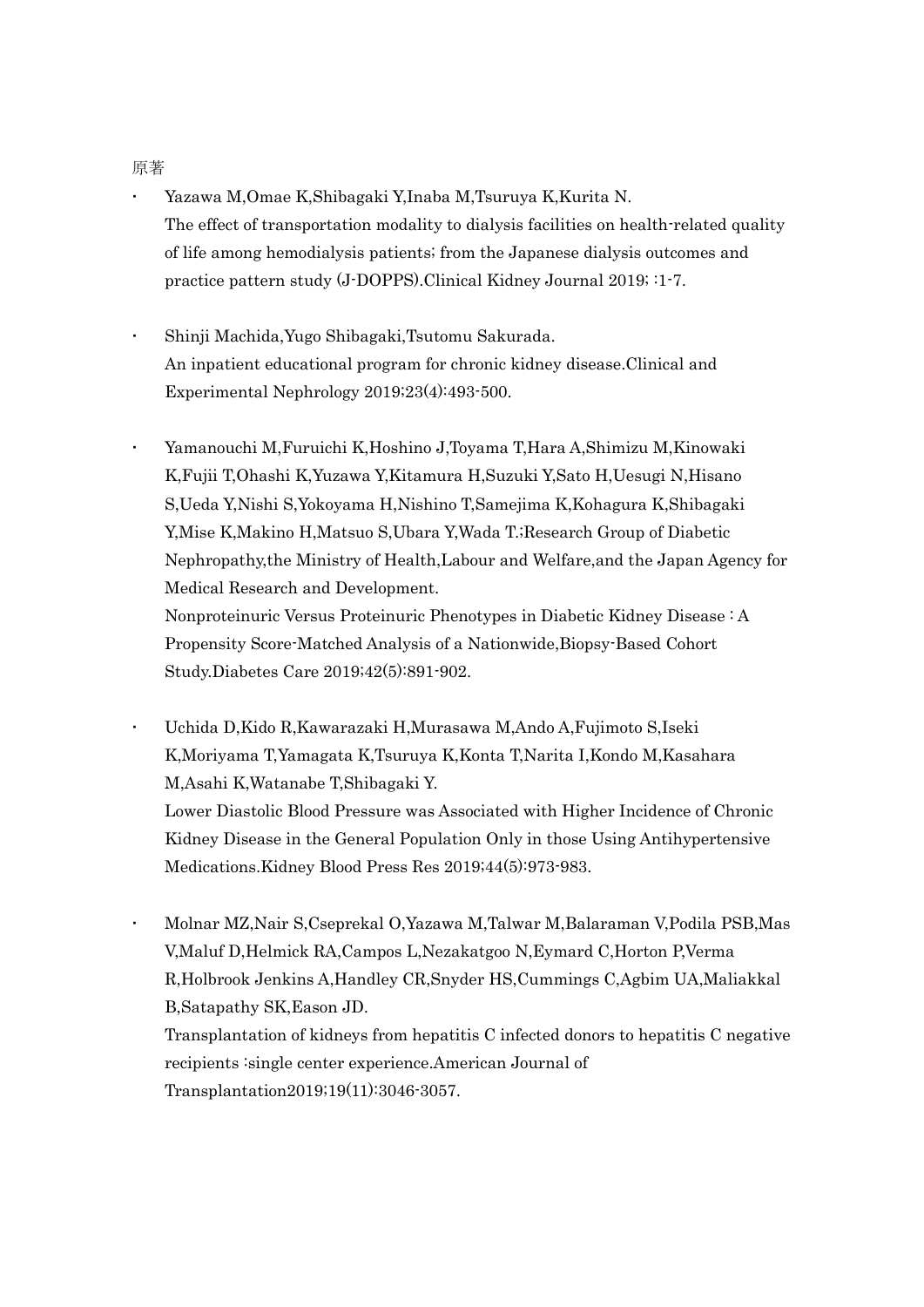原著

- Yazawa M,Omae K,Shibagaki Y,Inaba M,Tsuruya K,Kurita N.
  The effect of transportation modality to dialysis facilities on health-related quality of life among hemodialysis patients; from the Japanese dialysis outcomes and practice pattern study (J-DOPPS).Clinical Kidney Journal 2019; :1-7.

- Shinji Machida,Yugo Shibagaki,Tsutomu Sakurada.
  An inpatient educational program for chronic kidney disease.Clinical and Experimental Nephrology 2019;23(4):493-500.

- Yamanouchi M,Furuichi K,Hoshino J,Toyama T,Hara A,Shimizu M,Kinowaki K,Fujii T,Ohashi K,Yuzawa Y,Kitamura H,Suzuki Y,Sato H,Uesugi N,Hisano S,Ueda Y,Nishi S,Yokoyama H,Nishino T,Samejima K,Kohagura K,Shibagaki Y,Mise K,Makino H,Matsuo S,Ubara Y,Wada T.;Research Group of Diabetic Nephropathy,the Ministry of Health,Labour and Welfare,and the Japan Agency for Medical Research and Development.
  Nonproteinuric Versus Proteinuric Phenotypes in Diabetic Kidney Disease : A Propensity Score-Matched Analysis of a Nationwide,Biopsy-Based Cohort Study.Diabetes Care 2019;42(5):891-902.

- Uchida D,Kido R,Kawarazaki H,Murasawa M,Ando A,Fujimoto S,Iseki K,Moriyama T,Yamagata K,Tsuruya K,Konta T,Narita I,Kondo M,Kasahara M,Asahi K,Watanabe T,Shibagaki Y.
  Lower Diastolic Blood Pressure was Associated with Higher Incidence of Chronic Kidney Disease in the General Population Only in those Using Antihypertensive Medications.Kidney Blood Press Res 2019;44(5):973-983.

- Molnar MZ,Nair S,Cseprekal O,Yazawa M,Talwar M,Balaraman V,Podila PSB,Mas V,Maluf D,Helmick RA,Campos L,Nezakatgoo N,Eymard C,Horton P,Verma R,Holbrook Jenkins A,Handley CR,Snyder HS,Cummings C,Agbim UA,Maliakkal B,Satapathy SK,Eason JD.
  Transplantation of kidneys from hepatitis C infected donors to hepatitis C negative recipients :single center experience.American Journal of Transplantation2019;19(11):3046-3057.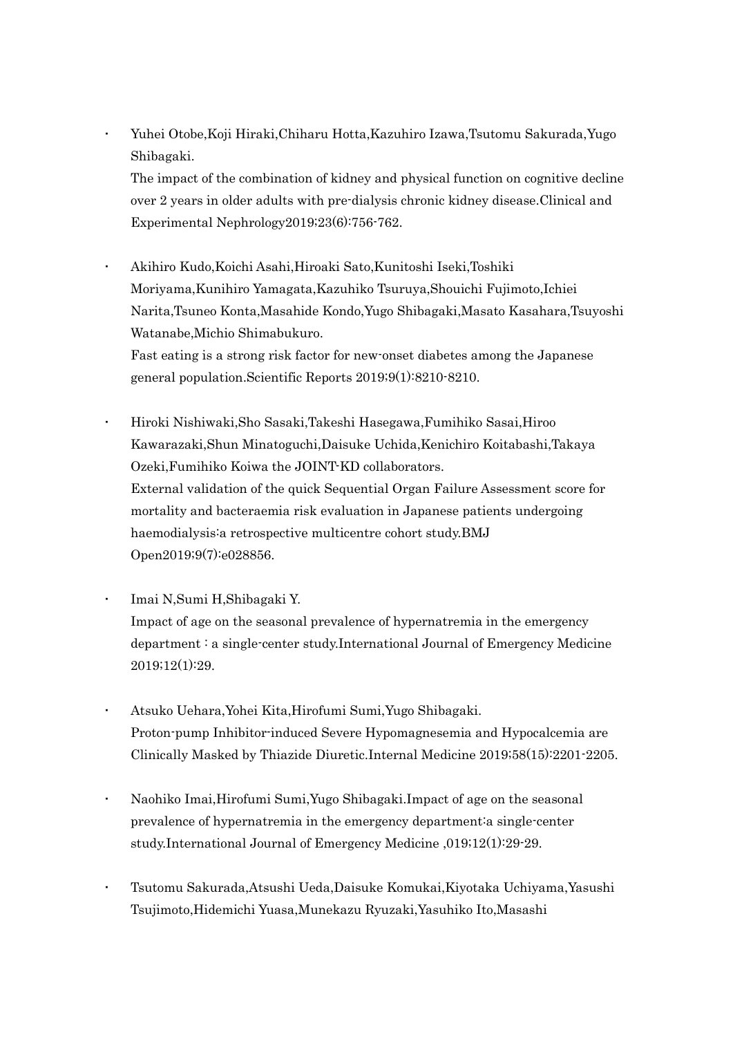- Yuhei Otobe,Koji Hiraki,Chiharu Hotta,Kazuhiro Izawa,Tsutomu Sakurada,Yugo Shibagaki.
  The impact of the combination of kidney and physical function on cognitive decline over 2 years in older adults with pre-dialysis chronic kidney disease.Clinical and Experimental Nephrology2019;23(6):756-762.

- Akihiro Kudo,Koichi Asahi,Hiroaki Sato,Kunitoshi Iseki,Toshiki Moriyama,Kunihiro Yamagata,Kazuhiko Tsuruya,Shouichi Fujimoto,Ichiei Narita,Tsuneo Konta,Masahide Kondo,Yugo Shibagaki,Masato Kasahara,Tsuyoshi Watanabe,Michio Shimabukuro.
  Fast eating is a strong risk factor for new-onset diabetes among the Japanese general population.Scientific Reports 2019;9(1):8210-8210.

- Hiroki Nishiwaki,Sho Sasaki,Takeshi Hasegawa,Fumihiko Sasai,Hiroo Kawarazaki,Shun Minatoguchi,Daisuke Uchida,Kenichiro Koitabashi,Takaya Ozeki,Fumihiko Koiwa the JOINT-KD collaborators.
  External validation of the quick Sequential Organ Failure Assessment score for mortality and bacteraemia risk evaluation in Japanese patients undergoing haemodialysis:a retrospective multicentre cohort study.BMJ Open2019;9(7):e028856.

- Imai N,Sumi H,Shibagaki Y.
  Impact of age on the seasonal prevalence of hypernatremia in the emergency department : a single-center study.International Journal of Emergency Medicine 2019;12(1):29.

- Atsuko Uehara,Yohei Kita,Hirofumi Sumi,Yugo Shibagaki.
  Proton-pump Inhibitor-induced Severe Hypomagnesemia and Hypocalcemia are Clinically Masked by Thiazide Diuretic.Internal Medicine 2019;58(15):2201-2205.

- Naohiko Imai,Hirofumi Sumi,Yugo Shibagaki.Impact of age on the seasonal prevalence of hypernatremia in the emergency department:a single-center study.International Journal of Emergency Medicine ,019;12(1):29-29.

- Tsutomu Sakurada,Atsushi Ueda,Daisuke Komukai,Kiyotaka Uchiyama,Yasushi Tsujimoto,Hidemichi Yuasa,Munekazu Ryuzaki,Yasuhiko Ito,Masashi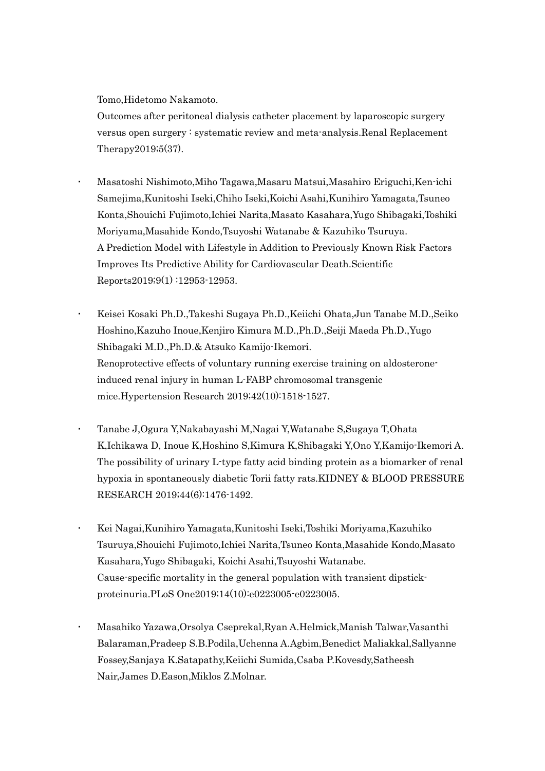Tomo,Hidetomo Nakamoto.
Outcomes after peritoneal dialysis catheter placement by laparoscopic surgery versus open surgery : systematic review and meta-analysis.Renal Replacement Therapy2019;5(37).

- Masatoshi Nishimoto,Miho Tagawa,Masaru Matsui,Masahiro Eriguchi,Ken-ichi Samejima,Kunitoshi Iseki,Chiho Iseki,Koichi Asahi,Kunihiro Yamagata,Tsuneo Konta,Shouichi Fujimoto,Ichiei Narita,Masato Kasahara,Yugo Shibagaki,Toshiki Moriyama,Masahide Kondo,Tsuyoshi Watanabe & Kazuhiko Tsuruya.
A Prediction Model with Lifestyle in Addition to Previously Known Risk Factors Improves Its Predictive Ability for Cardiovascular Death.Scientific Reports2019;9(1) :12953-12953.

- Keisei Kosaki Ph.D.,Takeshi Sugaya Ph.D.,Keiichi Ohata,Jun Tanabe M.D.,Seiko Hoshino,Kazuho Inoue,Kenjiro Kimura M.D.,Ph.D.,Seiji Maeda Ph.D.,Yugo Shibagaki M.D.,Ph.D.& Atsuko Kamijo-Ikemori.
Renoprotective effects of voluntary running exercise training on aldosterone-induced renal injury in human L-FABP chromosomal transgenic mice.Hypertension Research 2019;42(10):1518-1527.

- Tanabe J,Ogura Y,Nakabayashi M,Nagai Y,Watanabe S,Sugaya T,Ohata K,Ichikawa D, Inoue K,Hoshino S,Kimura K,Shibagaki Y,Ono Y,Kamijo-Ikemori A.
The possibility of urinary L-type fatty acid binding protein as a biomarker of renal hypoxia in spontaneously diabetic Torii fatty rats.KIDNEY & BLOOD PRESSURE RESEARCH 2019;44(6):1476-1492.

- Kei Nagai,Kunihiro Yamagata,Kunitoshi Iseki,Toshiki Moriyama,Kazuhiko Tsuruya,Shouichi Fujimoto,Ichiei Narita,Tsuneo Konta,Masahide Kondo,Masato Kasahara,Yugo Shibagaki, Koichi Asahi,Tsuyoshi Watanabe.
Cause-specific mortality in the general population with transient dipstick-proteinuria.PLoS One2019;14(10):e0223005-e0223005.

- Masahiko Yazawa,Orsolya Cseprekal,Ryan A.Helmick,Manish Talwar,Vasanthi Balaraman,Pradeep S.B.Podila,Uchenna A.Agbim,Benedict Maliakkal,Sallyanne Fossey,Sanjaya K.Satapathy,Keiichi Sumida,Csaba P.Kovesdy,Satheesh Nair,James D.Eason,Miklos Z.Molnar.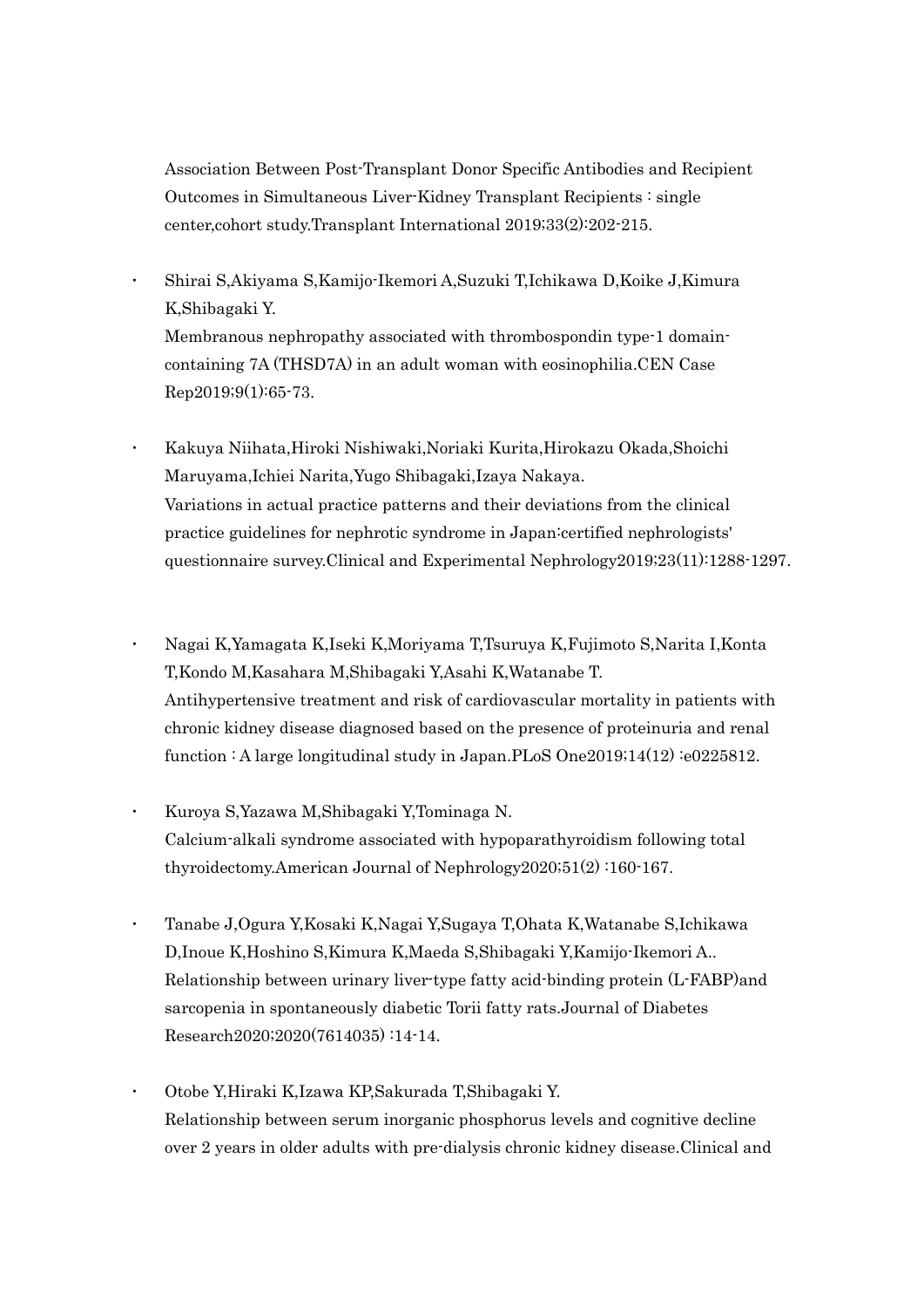Association Between Post-Transplant Donor Specific Antibodies and Recipient Outcomes in Simultaneous Liver-Kidney Transplant Recipients : single center,cohort study.Transplant International 2019;33(2):202-215.

- Shirai S,Akiyama S,Kamijo-Ikemori A,Suzuki T,Ichikawa D,Koike J,Kimura K,Shibagaki Y.
  Membranous nephropathy associated with thrombospondin type-1 domain-containing 7A (THSD7A) in an adult woman with eosinophilia.CEN Case Rep2019;9(1):65-73.

- Kakuya Niihata,Hiroki Nishiwaki,Noriaki Kurita,Hirokazu Okada,Shoichi Maruyama,Ichiei Narita,Yugo Shibagaki,Izaya Nakaya.
  Variations in actual practice patterns and their deviations from the clinical practice guidelines for nephrotic syndrome in Japan:certified nephrologists' questionnaire survey.Clinical and Experimental Nephrology2019;23(11):1288-1297.

- Nagai K,Yamagata K,Iseki K,Moriyama T,Tsuruya K,Fujimoto S,Narita I,Konta T,Kondo M,Kasahara M,Shibagaki Y,Asahi K,Watanabe T.
  Antihypertensive treatment and risk of cardiovascular mortality in patients with chronic kidney disease diagnosed based on the presence of proteinuria and renal function : A large longitudinal study in Japan.PLoS One2019;14(12) :e0225812.

- Kuroya S,Yazawa M,Shibagaki Y,Tominaga N.
  Calcium-alkali syndrome associated with hypoparathyroidism following total thyroidectomy.American Journal of Nephrology2020;51(2) :160-167.

- Tanabe J,Ogura Y,Kosaki K,Nagai Y,Sugaya T,Ohata K,Watanabe S,Ichikawa D,Inoue K,Hoshino S,Kimura K,Maeda S,Shibagaki Y,Kamijo-Ikemori A..
  Relationship between urinary liver-type fatty acid-binding protein (L-FABP)and sarcopenia in spontaneously diabetic Torii fatty rats.Journal of Diabetes Research2020;2020(7614035) :14-14.

- Otobe Y,Hiraki K,Izawa KP,Sakurada T,Shibagaki Y.
  Relationship between serum inorganic phosphorus levels and cognitive decline over 2 years in older adults with pre-dialysis chronic kidney disease.Clinical and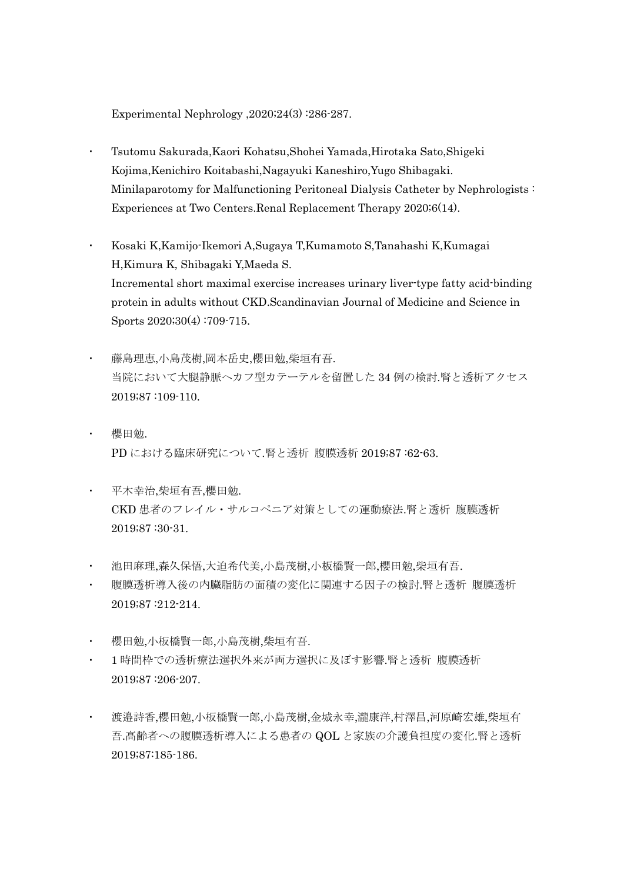Experimental Nephrology ,2020;24(3) :286-287.

- Tsutomu Sakurada,Kaori Kohatsu,Shohei Yamada,Hirotaka Sato,Shigeki Kojima,Kenichiro Koitabashi,Nagayuki Kaneshiro,Yugo Shibagaki. Minilaparotomy for Malfunctioning Peritoneal Dialysis Catheter by Nephrologists : Experiences at Two Centers.Renal Replacement Therapy 2020;6(14).

- Kosaki K,Kamijo-Ikemori A,Sugaya T,Kumamoto S,Tanahashi K,Kumagai H,Kimura K, Shibagaki Y,Maeda S.
  Incremental short maximal exercise increases urinary liver-type fatty acid-binding protein in adults without CKD.Scandinavian Journal of Medicine and Science in Sports 2020;30(4) :709-715.

- 藤島理恵,小島茂樹,岡本岳史,櫻田勉,柴垣有吾.
  当院において大腿静脈へカフ型カテーテルを留置した 34 例の検討.腎と透析アクセス 2019;87 :109-110.

- 櫻田勉.
  PD における臨床研究について.腎と透析 腹膜透析 2019;87 :62-63.

- 平木幸治,柴垣有吾,櫻田勉.
  CKD 患者のフレイル・サルコペニア対策としての運動療法.腎と透析 腹膜透析 2019;87 :30-31.

- 池田麻理,森久保悟,大迫希代美,小島茂樹,小板橋賢一郎,櫻田勉,柴垣有吾.
- 腹膜透析導入後の内臓脂肪の面積の変化に関連する因子の検討.腎と透析 腹膜透析 2019;87 :212-214.

- 櫻田勉,小板橋賢一郎,小島茂樹,柴垣有吾.
- 1 時間枠での透析療法選択外来が両方選択に及ぼす影響.腎と透析 腹膜透析 2019;87 :206-207.

- 渡邉詩香,櫻田勉,小板橋賢一郎,小島茂樹,金城永幸,瀧康洋,村澤昌,河原崎宏雄,柴垣有吾.高齢者への腹膜透析導入による患者の QOL と家族の介護負担度の変化.腎と透析 2019;87:185-186.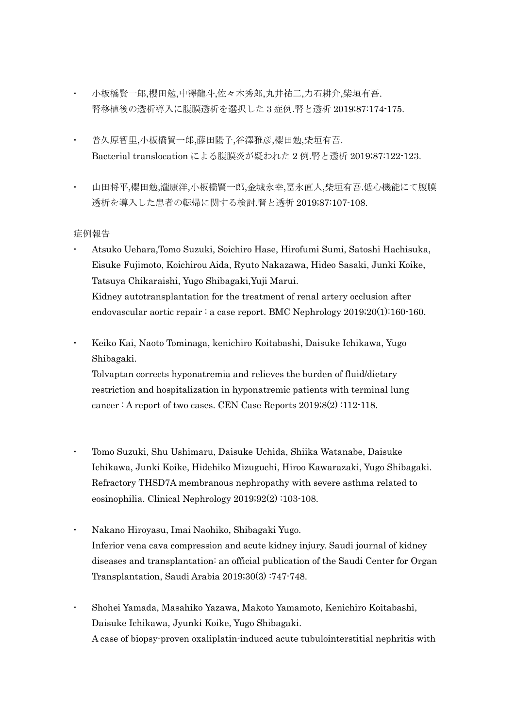- 小板橋賢一郎,櫻田勉,中澤龍斗,佐々木秀郎,丸井祐二,力石耕介,柴垣有吾.
  腎移植後の透析導入に腹膜透析を選択した 3 症例.腎と透析 2019;87:174-175.

- 普久原智里,小板橋賢一郎,藤田陽子,谷澤雅彦,櫻田勉,柴垣有吾.
  Bacterial translocation による腹膜炎が疑われた 2 例.腎と透析 2019;87:122-123.

- 山田将平,櫻田勉,瀧康洋,小板橋賢一郎,金城永幸,冨永直人,柴垣有吾.低心機能にて腹膜透析を導入した患者の転帰に関する検討.腎と透析 2019;87:107-108.

症例報告

- Atsuko Uehara,Tomo Suzuki, Soichiro Hase, Hirofumi Sumi, Satoshi Hachisuka, Eisuke Fujimoto, Koichirou Aida, Ryuto Nakazawa, Hideo Sasaki, Junki Koike, Tatsuya Chikaraishi, Yugo Shibagaki,Yuji Marui.
  Kidney autotransplantation for the treatment of renal artery occlusion after endovascular aortic repair : a case report. BMC Nephrology 2019;20(1):160-160.

- Keiko Kai, Naoto Tominaga, kenichiro Koitabashi, Daisuke Ichikawa, Yugo Shibagaki.
  Tolvaptan corrects hyponatremia and relieves the burden of fluid/dietary restriction and hospitalization in hyponatremic patients with terminal lung cancer : A report of two cases. CEN Case Reports 2019;8(2) :112-118.

- Tomo Suzuki, Shu Ushimaru, Daisuke Uchida, Shiika Watanabe, Daisuke Ichikawa, Junki Koike, Hidehiko Mizuguchi, Hiroo Kawarazaki, Yugo Shibagaki.
  Refractory THSD7A membranous nephropathy with severe asthma related to eosinophilia. Clinical Nephrology 2019;92(2) :103-108.

- Nakano Hiroyasu, Imai Naohiko, Shibagaki Yugo.
  Inferior vena cava compression and acute kidney injury. Saudi journal of kidney diseases and transplantation: an official publication of the Saudi Center for Organ Transplantation, Saudi Arabia 2019;30(3) :747-748.

- Shohei Yamada, Masahiko Yazawa, Makoto Yamamoto, Kenichiro Koitabashi, Daisuke Ichikawa, Jyunki Koike, Yugo Shibagaki.
  A case of biopsy-proven oxaliplatin-induced acute tubulointerstitial nephritis with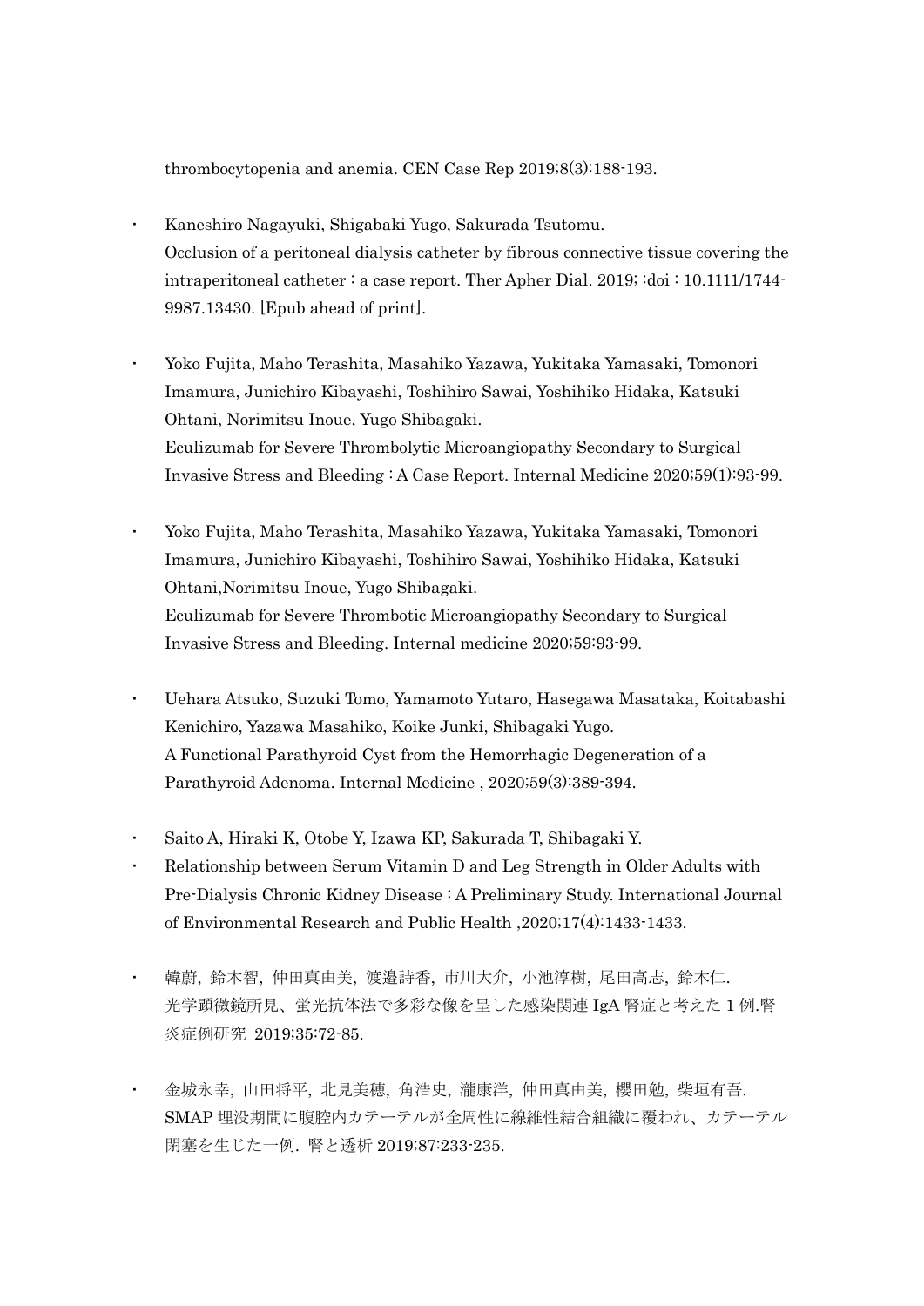thrombocytopenia and anemia. CEN Case Rep 2019;8(3):188-193.

- Kaneshiro Nagayuki, Shigabaki Yugo, Sakurada Tsutomu.
  Occlusion of a peritoneal dialysis catheter by fibrous connective tissue covering the intraperitoneal catheter : a case report. Ther Apher Dial. 2019; :doi : 10.1111/1744-9987.13430. [Epub ahead of print].

- Yoko Fujita, Maho Terashita, Masahiko Yazawa, Yukitaka Yamasaki, Tomonori Imamura, Junichiro Kibayashi, Toshihiro Sawai, Yoshihiko Hidaka, Katsuki Ohtani, Norimitsu Inoue, Yugo Shibagaki.
  Eculizumab for Severe Thrombolytic Microangiopathy Secondary to Surgical Invasive Stress and Bleeding : A Case Report. Internal Medicine 2020;59(1):93-99.

- Yoko Fujita, Maho Terashita, Masahiko Yazawa, Yukitaka Yamasaki, Tomonori Imamura, Junichiro Kibayashi, Toshihiro Sawai, Yoshihiko Hidaka, Katsuki Ohtani,Norimitsu Inoue, Yugo Shibagaki.
  Eculizumab for Severe Thrombotic Microangiopathy Secondary to Surgical Invasive Stress and Bleeding. Internal medicine 2020;59:93-99.

- Uehara Atsuko, Suzuki Tomo, Yamamoto Yutaro, Hasegawa Masataka, Koitabashi Kenichiro, Yazawa Masahiko, Koike Junki, Shibagaki Yugo.
  A Functional Parathyroid Cyst from the Hemorrhagic Degeneration of a Parathyroid Adenoma. Internal Medicine , 2020;59(3):389-394.

- Saito A, Hiraki K, Otobe Y, Izawa KP, Sakurada T, Shibagaki Y.
- Relationship between Serum Vitamin D and Leg Strength in Older Adults with Pre-Dialysis Chronic Kidney Disease : A Preliminary Study. International Journal of Environmental Research and Public Health ,2020;17(4):1433-1433.

- 韓蔚, 鈴木智, 仲田真由美, 渡邉詩香, 市川大介, 小池淳樹, 尾田高志, 鈴木仁.
  光学顕微鏡所見、蛍光抗体法で多彩な像を呈した感染関連 IgA 腎症と考えた 1 例.腎炎症例研究 2019;35:72-85.

- 金城永幸, 山田将平, 北見美穂, 角浩史, 瀧康洋, 仲田真由美, 櫻田勉, 柴垣有吾.
  SMAP 埋没期間に腹腔内カテーテルが全周性に線維性結合組織に覆われ、カテーテル閉塞を生じた一例. 腎と透析 2019;87:233-235.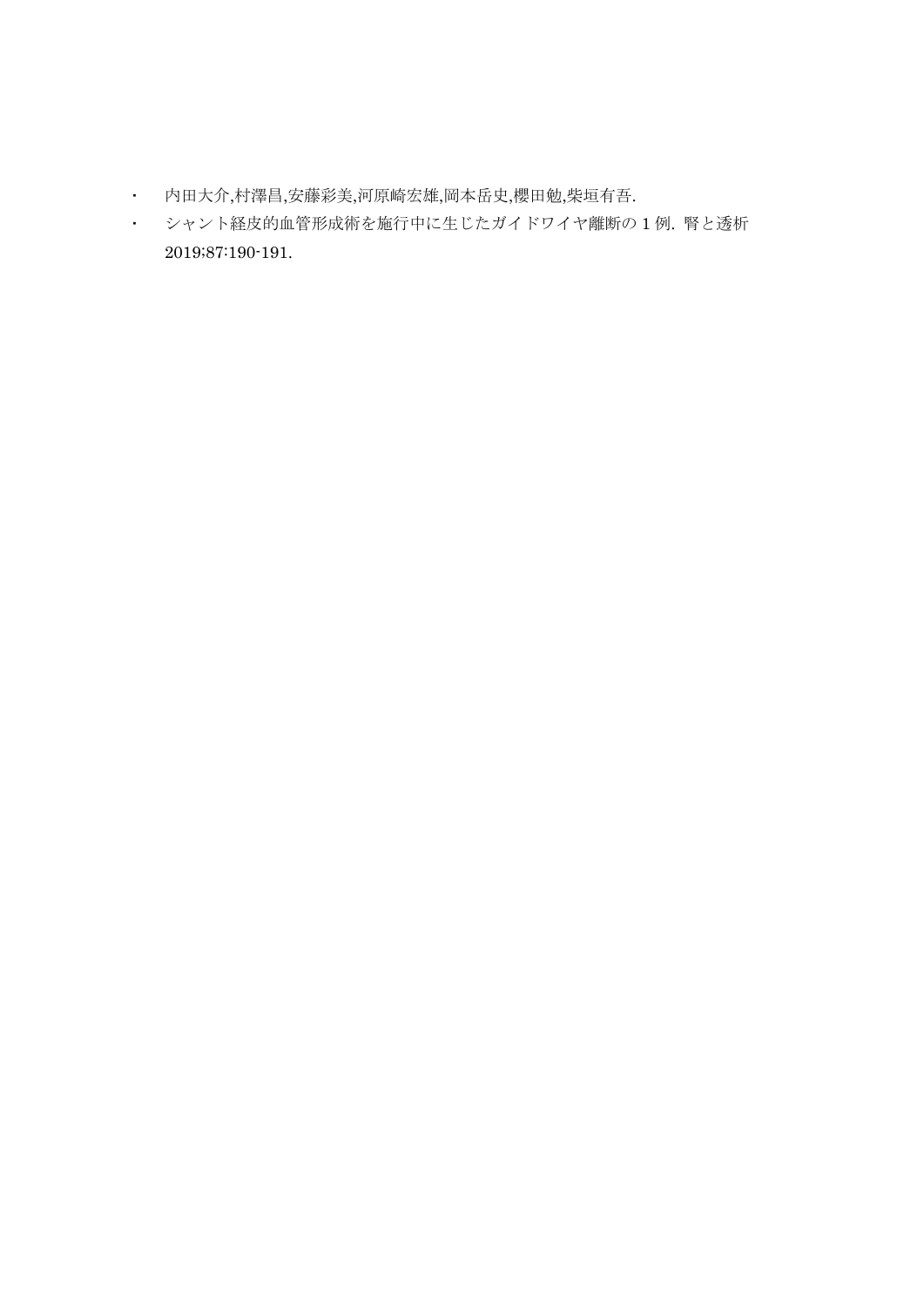- 内田大介,村澤昌,安藤彩美,河原崎宏雄,岡本岳史,櫻田勉,柴垣有吾.
- シャント経皮的血管形成術を施行中に生じたガイドワイヤ離断の 1 例. 腎と透析 2019;87:190-191.